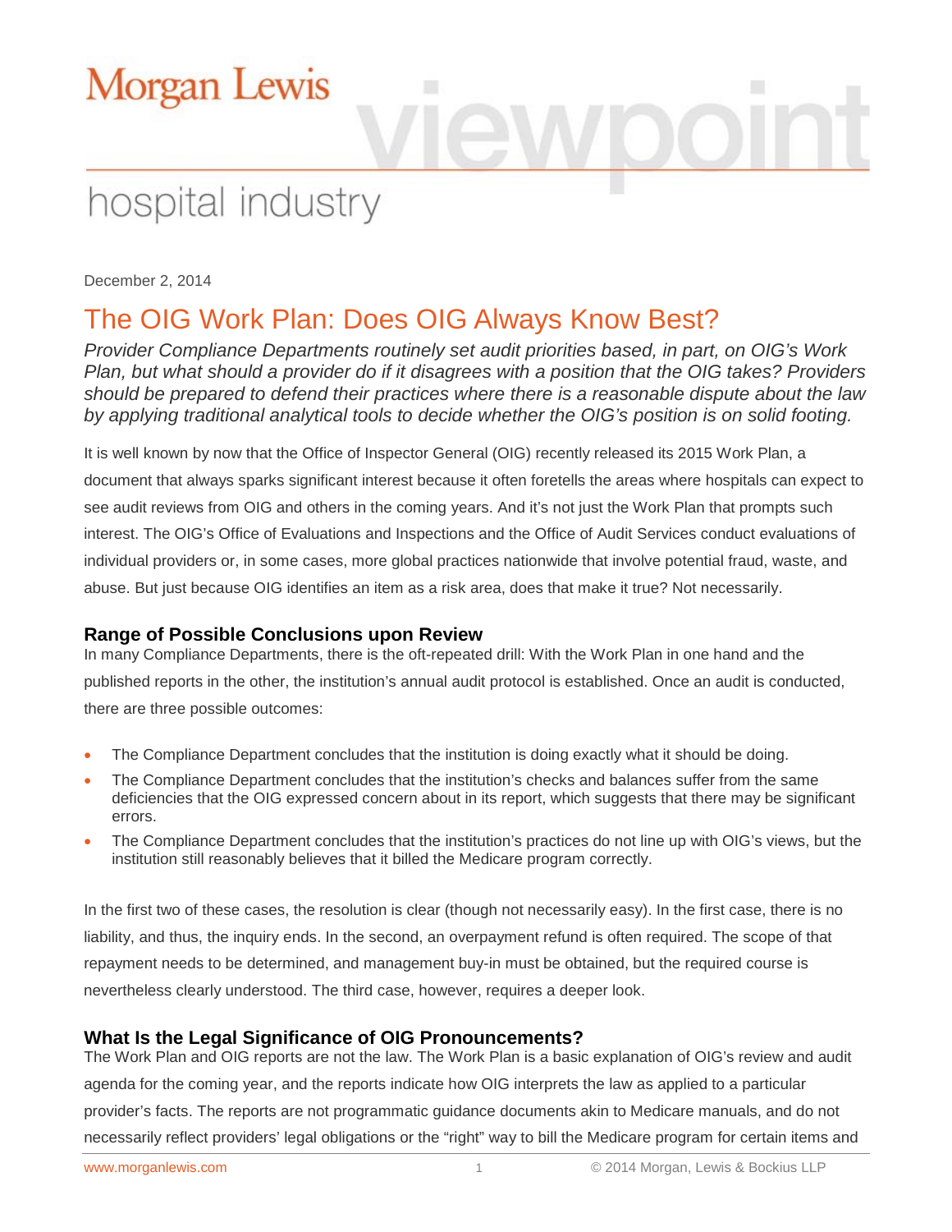Morgan Lewis

viewpoint

hospital industry

December 2, 2014

# The OIG Work Plan: Does OIG Always Know Best?

*Provider Compliance Departments routinely set audit priorities based, in part, on OIG's Work Plan, but what should a provider do if it disagrees with a position that the OIG takes? Providers should be prepared to defend their practices where there is a reasonable dispute about the law by applying traditional analytical tools to decide whether the OIG's position is on solid footing.*

It is well known by now that the Office of Inspector General (OIG) recently released its 2015 Work Plan, a document that always sparks significant interest because it often foretells the areas where hospitals can expect to see audit reviews from OIG and others in the coming years. And it's not just the Work Plan that prompts such interest. The OIG's Office of Evaluations and Inspections and the Office of Audit Services conduct evaluations of individual providers or, in some cases, more global practices nationwide that involve potential fraud, waste, and abuse. But just because OIG identifies an item as a risk area, does that make it true? Not necessarily.

## Range of Possible Conclusions upon Review

In many Compliance Departments, there is the oft-repeated drill: With the Work Plan in one hand and the published reports in the other, the institution's annual audit protocol is established. Once an audit is conducted, there are three possible outcomes:

- The Compliance Department concludes that the institution is doing exactly what it should be doing.
- The Compliance Department concludes that the institution's checks and balances suffer from the same deficiencies that the OIG expressed concern about in its report, which suggests that there may be significant errors.
- The Compliance Department concludes that the institution's practices do not line up with OIG's views, but the institution still reasonably believes that it billed the Medicare program correctly.

In the first two of these cases, the resolution is clear (though not necessarily easy). In the first case, there is no liability, and thus, the inquiry ends. In the second, an overpayment refund is often required. The scope of that repayment needs to be determined, and management buy-in must be obtained, but the required course is nevertheless clearly understood. The third case, however, requires a deeper look.

## What Is the Legal Significance of OIG Pronouncements?

The Work Plan and OIG reports are not the law. The Work Plan is a basic explanation of OIG's review and audit agenda for the coming year, and the reports indicate how OIG interprets the law as applied to a particular provider's facts. The reports are not programmatic guidance documents akin to Medicare manuals, and do not necessarily reflect providers' legal obligations or the "right" way to bill the Medicare program for certain items and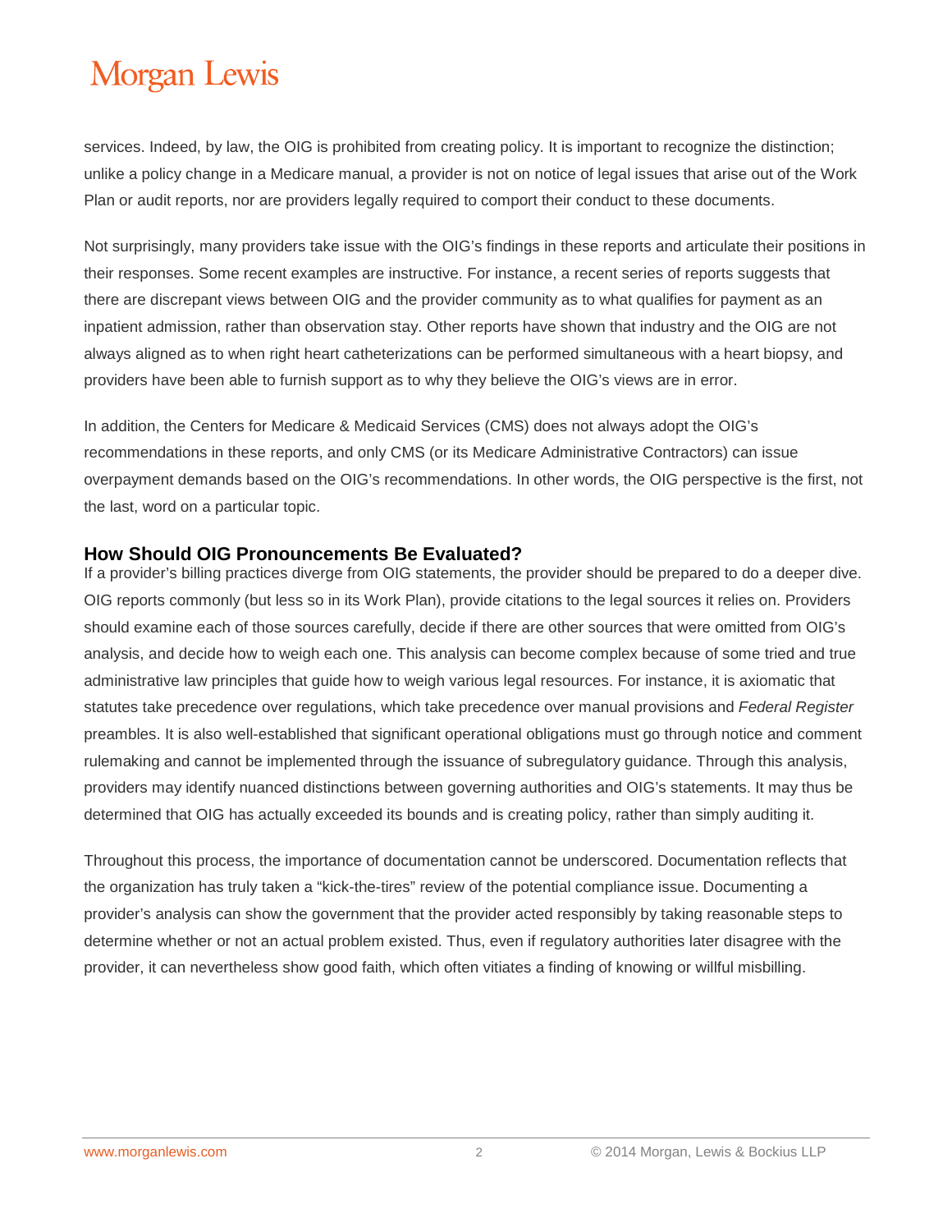services. Indeed, by law, the OIG is prohibited from creating policy. It is important to recognize the distinction; unlike a policy change in a Medicare manual, a provider is not on notice of legal issues that arise out of the Work Plan or audit reports, nor are providers legally required to comport their conduct to these documents.

Not surprisingly, many providers take issue with the OIG's findings in these reports and articulate their positions in their responses. Some recent examples are instructive. For instance, a recent series of reports suggests that there are discrepant views between OIG and the provider community as to what qualifies for payment as an inpatient admission, rather than observation stay. Other reports have shown that industry and the OIG are not always aligned as to when right heart catheterizations can be performed simultaneous with a heart biopsy, and providers have been able to furnish support as to why they believe the OIG's views are in error.

In addition, the Centers for Medicare & Medicaid Services (CMS) does not always adopt the OIG's recommendations in these reports, and only CMS (or its Medicare Administrative Contractors) can issue overpayment demands based on the OIG's recommendations. In other words, the OIG perspective is the first, not the last, word on a particular topic.

### How Should OIG Pronouncements Be Evaluated?

If a provider's billing practices diverge from OIG statements, the provider should be prepared to do a deeper dive. OIG reports commonly (but less so in its Work Plan), provide citations to the legal sources it relies on. Providers should examine each of those sources carefully, decide if there are other sources that were omitted from OIG's analysis, and decide how to weigh each one. This analysis can become complex because of some tried and true administrative law principles that guide how to weigh various legal resources. For instance, it is axiomatic that statutes take precedence over regulations, which take precedence over manual provisions and *Federal Register* preambles. It is also well-established that significant operational obligations must go through notice and comment rulemaking and cannot be implemented through the issuance of subregulatory guidance. Through this analysis, providers may identify nuanced distinctions between governing authorities and OIG's statements. It may thus be determined that OIG has actually exceeded its bounds and is creating policy, rather than simply auditing it.

Throughout this process, the importance of documentation cannot be underscored. Documentation reflects that the organization has truly taken a "kick-the-tires" review of the potential compliance issue. Documenting a provider's analysis can show the government that the provider acted responsibly by taking reasonable steps to determine whether or not an actual problem existed. Thus, even if regulatory authorities later disagree with the provider, it can nevertheless show good faith, which often vitiates a finding of knowing or willful misbilling.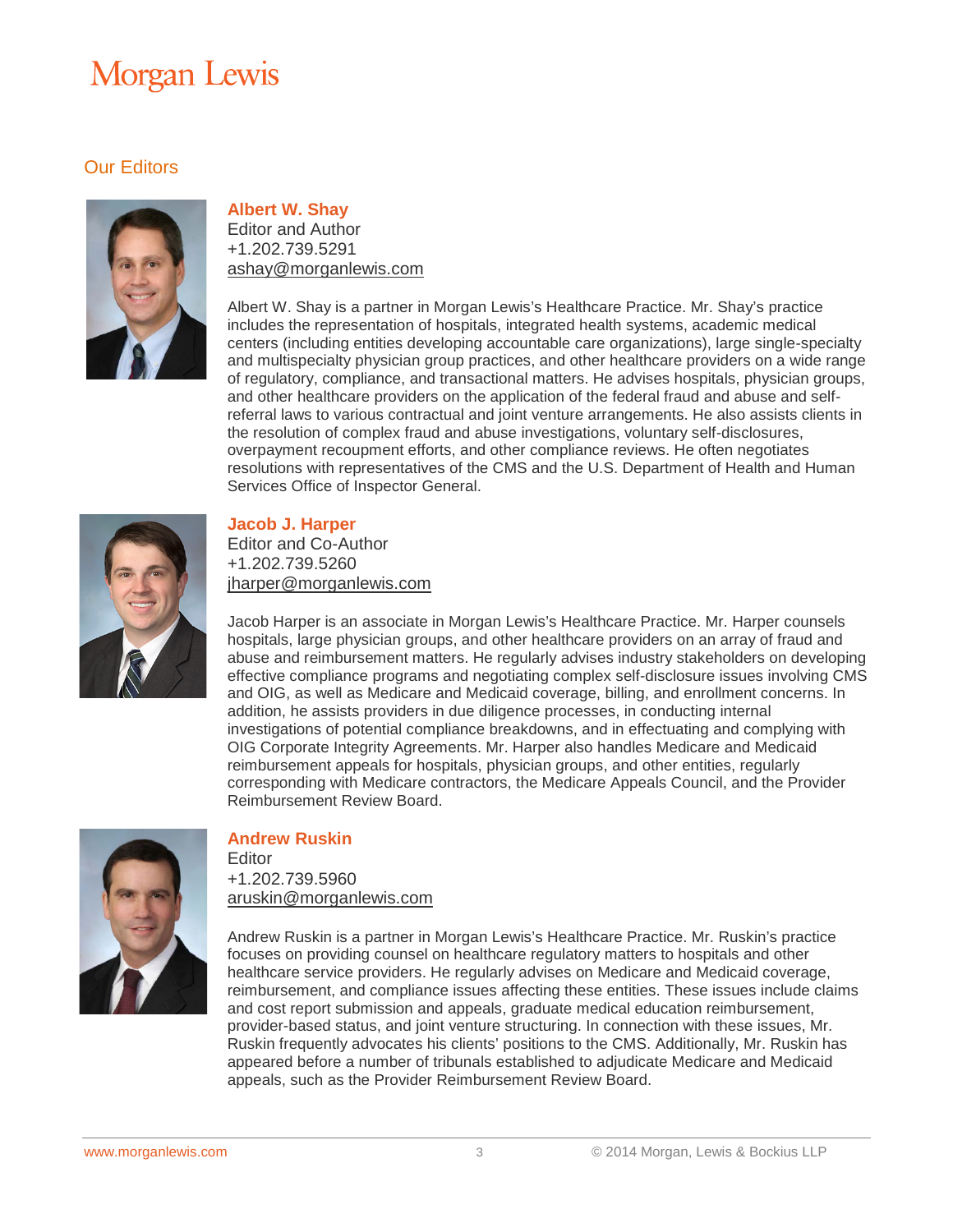Morgan Lewis

## Our Editors

### Albert W. Shay

Editor and Author
+1.202.739.5291
ashay@morganlewis.com

Albert W. Shay is a partner in Morgan Lewis's Healthcare Practice. Mr. Shay's practice includes the representation of hospitals, integrated health systems, academic medical centers (including entities developing accountable care organizations), large single-specialty and multispecialty physician group practices, and other healthcare providers on a wide range of regulatory, compliance, and transactional matters. He advises hospitals, physician groups, and other healthcare providers on the application of the federal fraud and abuse and self-referral laws to various contractual and joint venture arrangements. He also assists clients in the resolution of complex fraud and abuse investigations, voluntary self-disclosures, overpayment recoupment efforts, and other compliance reviews. He often negotiates resolutions with representatives of the CMS and the U.S. Department of Health and Human Services Office of Inspector General.

### Jacob J. Harper

Editor and Co-Author
+1.202.739.5260
jharper@morganlewis.com

Jacob Harper is an associate in Morgan Lewis's Healthcare Practice. Mr. Harper counsels hospitals, large physician groups, and other healthcare providers on an array of fraud and abuse and reimbursement matters. He regularly advises industry stakeholders on developing effective compliance programs and negotiating complex self-disclosure issues involving CMS and OIG, as well as Medicare and Medicaid coverage, billing, and enrollment concerns. In addition, he assists providers in due diligence processes, in conducting internal investigations of potential compliance breakdowns, and in effectuating and complying with OIG Corporate Integrity Agreements. Mr. Harper also handles Medicare and Medicaid reimbursement appeals for hospitals, physician groups, and other entities, regularly corresponding with Medicare contractors, the Medicare Appeals Council, and the Provider Reimbursement Review Board.

### Andrew Ruskin

Editor
+1.202.739.5960
aruskin@morganlewis.com

Andrew Ruskin is a partner in Morgan Lewis's Healthcare Practice. Mr. Ruskin's practice focuses on providing counsel on healthcare regulatory matters to hospitals and other healthcare service providers. He regularly advises on Medicare and Medicaid coverage, reimbursement, and compliance issues affecting these entities. These issues include claims and cost report submission and appeals, graduate medical education reimbursement, provider-based status, and joint venture structuring. In connection with these issues, Mr. Ruskin frequently advocates his clients' positions to the CMS. Additionally, Mr. Ruskin has appeared before a number of tribunals established to adjudicate Medicare and Medicaid appeals, such as the Provider Reimbursement Review Board.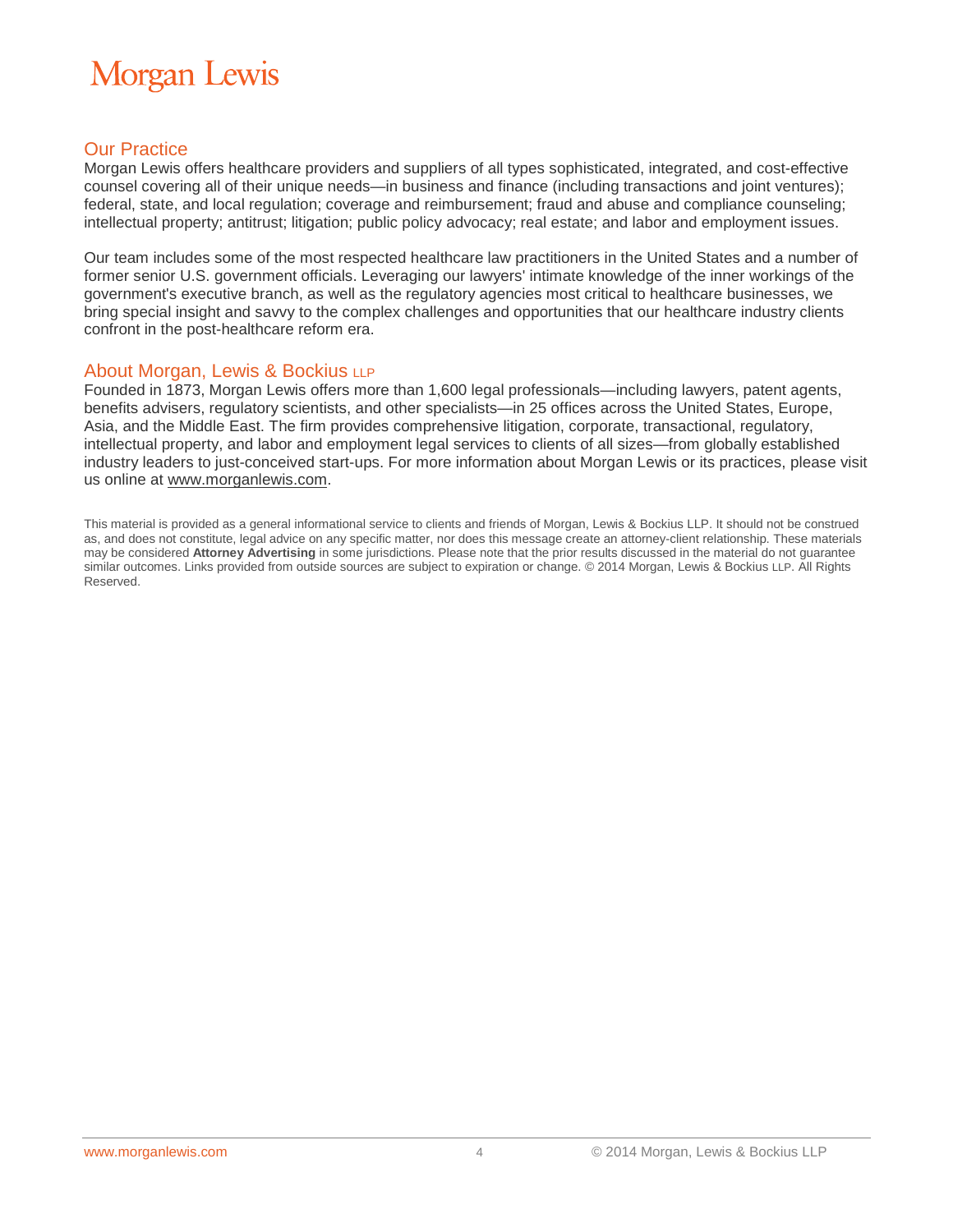# Morgan Lewis

## Our Practice

Morgan Lewis offers healthcare providers and suppliers of all types sophisticated, integrated, and cost-effective counsel covering all of their unique needs—in business and finance (including transactions and joint ventures); federal, state, and local regulation; coverage and reimbursement; fraud and abuse and compliance counseling; intellectual property; antitrust; litigation; public policy advocacy; real estate; and labor and employment issues.

Our team includes some of the most respected healthcare law practitioners in the United States and a number of former senior U.S. government officials. Leveraging our lawyers' intimate knowledge of the inner workings of the government's executive branch, as well as the regulatory agencies most critical to healthcare businesses, we bring special insight and savvy to the complex challenges and opportunities that our healthcare industry clients confront in the post-healthcare reform era.

## About Morgan, Lewis & Bockius LLP

Founded in 1873, Morgan Lewis offers more than 1,600 legal professionals—including lawyers, patent agents, benefits advisers, regulatory scientists, and other specialists—in 25 offices across the United States, Europe, Asia, and the Middle East. The firm provides comprehensive litigation, corporate, transactional, regulatory, intellectual property, and labor and employment legal services to clients of all sizes—from globally established industry leaders to just-conceived start-ups. For more information about Morgan Lewis or its practices, please visit us online at www.morganlewis.com.

This material is provided as a general informational service to clients and friends of Morgan, Lewis & Bockius LLP. It should not be construed as, and does not constitute, legal advice on any specific matter, nor does this message create an attorney-client relationship. These materials may be considered **Attorney Advertising** in some jurisdictions. Please note that the prior results discussed in the material do not guarantee similar outcomes. Links provided from outside sources are subject to expiration or change. © 2014 Morgan, Lewis & Bockius LLP. All Rights Reserved.